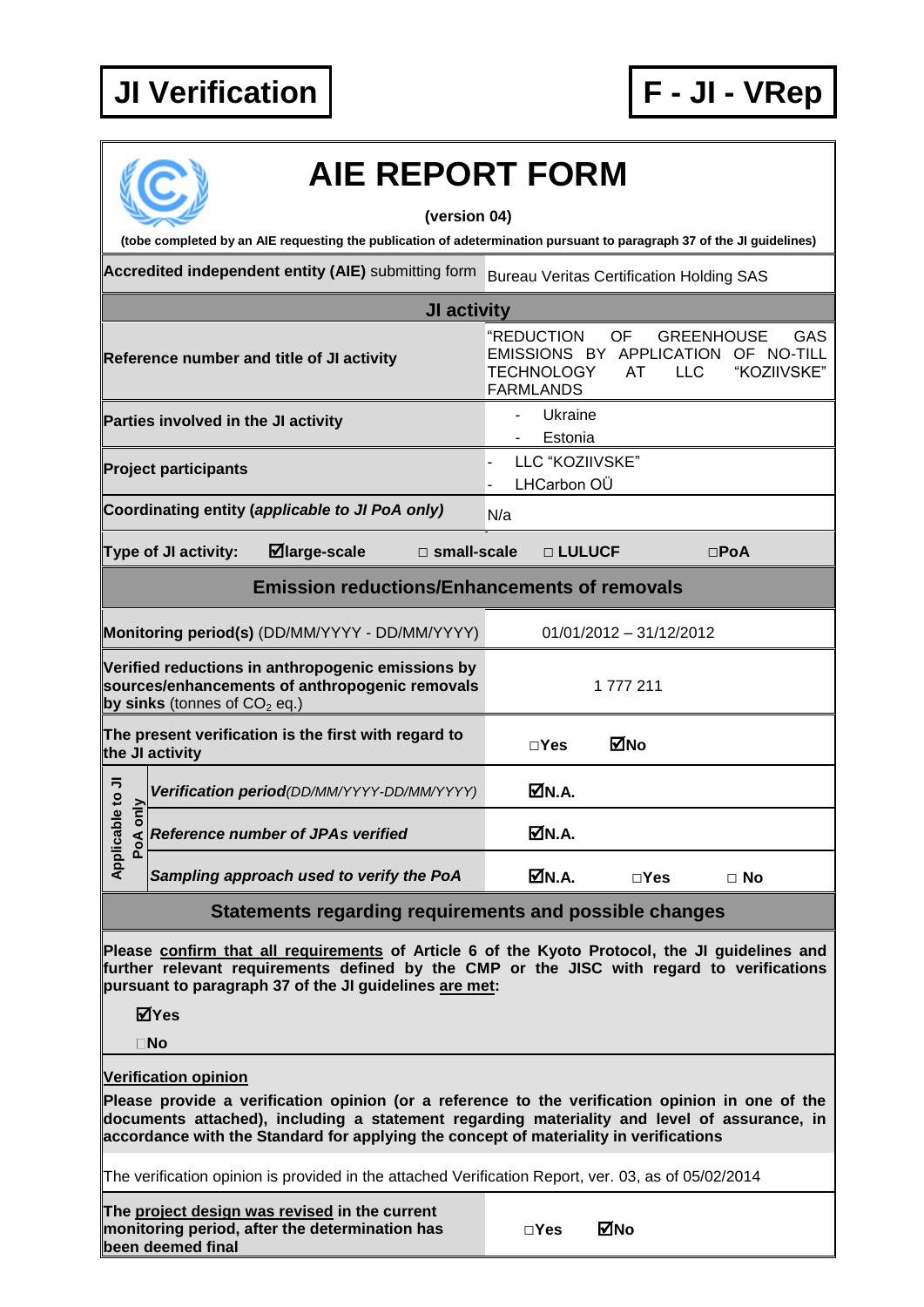# JI Verification

# F - JI - VRep

## AIE REPORT FORM

**(version 04)**

**(tobe completed by an AIE requesting the publication of adetermination pursuant to paragraph 37 of the JI guidelines)**

| | |
|---|---|
| **Accredited independent entity (AIE)** submitting form | Bureau Veritas Certification Holding SAS |
| **JI activity** | |
| **Reference number and title of JI activity** | "REDUCTION OF GREENHOUSE GAS EMISSIONS BY APPLICATION OF NO-TILL TECHNOLOGY AT LLC "KOZIIVSKE" FARMLANDS |
| **Parties involved in the JI activity** | - Ukraine<br>- Estonia |
| **Project participants** | - LLC "KOZIIVSKE"<br>- LHCarbon OÜ |
| **Coordinating entity (*applicable to JI PoA only*)** | N/a |
| **Type of JI activity:** ☑large-scale □ small-scale □ LULUCF □PoA | |
| **Emission reductions/Enhancements of removals** | |
| **Monitoring period(s)** (DD/MM/YYYY - DD/MM/YYYY) | 01/01/2012 – 31/12/2012 |
| **Verified reductions in anthropogenic emissions by sources/enhancements of anthropogenic removals by sinks** (tonnes of $CO_2$ eq.) | 1 777 211 |
| **The present verification is the first with regard to the JI activity** | □Yes ☑No |
| Applicable to JI PoA only: ***Verification period****(DD/MM/YYYY-DD/MM/YYYY)* | ☑N.A. |
| Applicable to JI PoA only: ***Reference number of JPAs verified*** | ☑N.A. |
| Applicable to JI PoA only: ***Sampling approach used to verify the PoA*** | ☑N.A. □Yes □ No |

## Statements regarding requirements and possible changes

**Please confirm that all requirements of Article 6 of the Kyoto Protocol, the JI guidelines and further relevant requirements defined by the CMP or the JISC with regard to verifications pursuant to paragraph 37 of the JI guidelines are met:**

☑**Yes**

□**No**

**Verification opinion**

**Please provide a verification opinion (or a reference to the verification opinion in one of the documents attached), including a statement regarding materiality and level of assurance, in accordance with the Standard for applying the concept of materiality in verifications**

The verification opinion is provided in the attached Verification Report, ver. 03, as of 05/02/2014

| | |
|---|---|
| **The project design was revised in the current monitoring period, after the determination has been deemed final** | □Yes ☑No |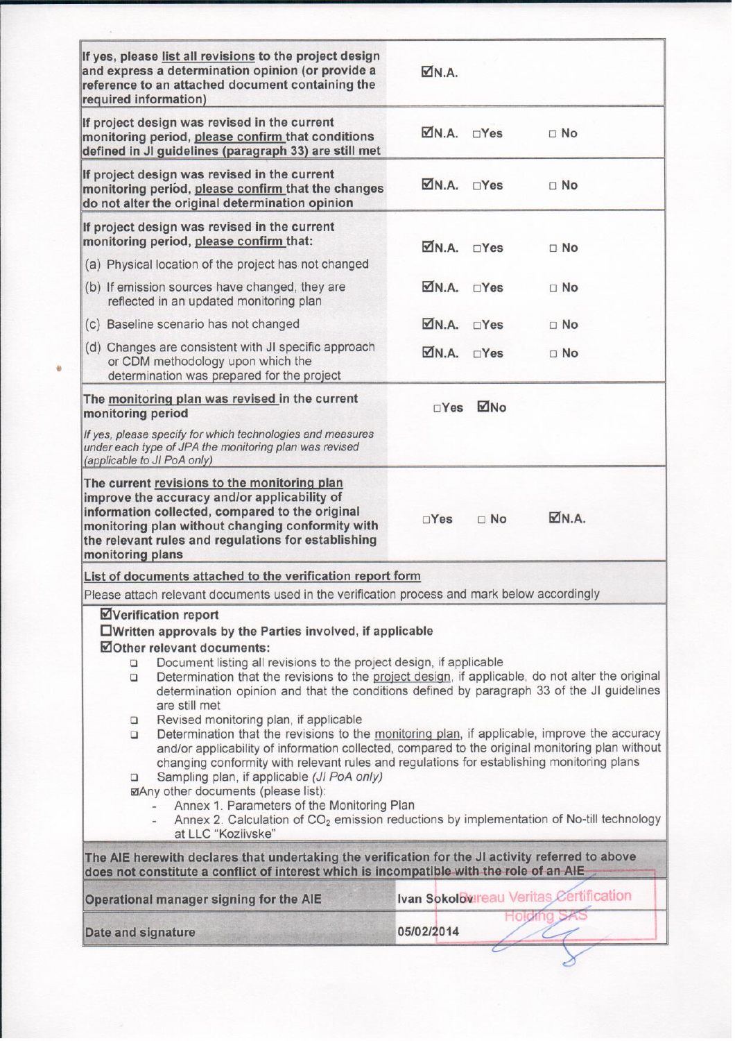| | |
|---|---|
| If yes, please list all revisions to the project design and express a determination opinion (or provide a reference to an attached document containing the required information) | ☑N.A. |
| If project design was revised in the current monitoring period, please confirm that conditions defined in JI guidelines (paragraph 33) are still met | ☑N.A. □Yes □ No |
| If project design was revised in the current monitoring period, please confirm that the changes do not alter the original determination opinion | ☑N.A. □Yes □ No |
| If project design was revised in the current monitoring period, please confirm that:<br>(a) Physical location of the project has not changed | ☑N.A. □Yes □ No |
| (b) If emission sources have changed, they are reflected in an updated monitoring plan | ☑N.A. □Yes □ No |
| (c) Baseline scenario has not changed | ☑N.A. □Yes □ No |
| (d) Changes are consistent with JI specific approach or CDM methodology upon which the determination was prepared for the project | ☑N.A. □Yes □ No |
| The monitoring plan was revised in the current monitoring period<br>*If yes, please specify for which technologies and measures under each type of JPA the monitoring plan was revised (applicable to JI PoA only)* | □Yes ☑No |
| The current revisions to the monitoring plan improve the accuracy and/or applicability of information collected, compared to the original monitoring plan without changing conformity with the relevant rules and regulations for establishing monitoring plans | □Yes □ No ☑N.A. |

**List of documents attached to the verification report form**

Please attach relevant documents used in the verification process and mark below accordingly

☑**Verification report**

☐**Written approvals by the Parties involved, if applicable**

☑**Other relevant documents:**

- ❑ Document listing all revisions to the project design, if applicable
- ❑ Determination that the revisions to the project design, if applicable, do not alter the original determination opinion and that the conditions defined by paragraph 33 of the JI guidelines are still met
- ❑ Revised monitoring plan, if applicable
- ❑ Determination that the revisions to the monitoring plan, if applicable, improve the accuracy and/or applicability of information collected, compared to the original monitoring plan without changing conformity with relevant rules and regulations for establishing monitoring plans
- ❑ Sampling plan, if applicable *(JI PoA only)*

☑Any other documents (please list):

- Annex 1. Parameters of the Monitoring Plan
- Annex 2. Calculation of $CO_2$ emission reductions by implementation of No-till technology at LLC "Koziivske"

**The AIE herewith declares that undertaking the verification for the JI activity referred to above does not constitute a conflict of interest which is incompatible with the role of an AIE**

| | |
|---|---|
| **Operational manager signing for the AIE** | Ivan Sokolov |
| **Date and signature** | 05/02/2014 |

Bureau Veritas Certification Holding SAS